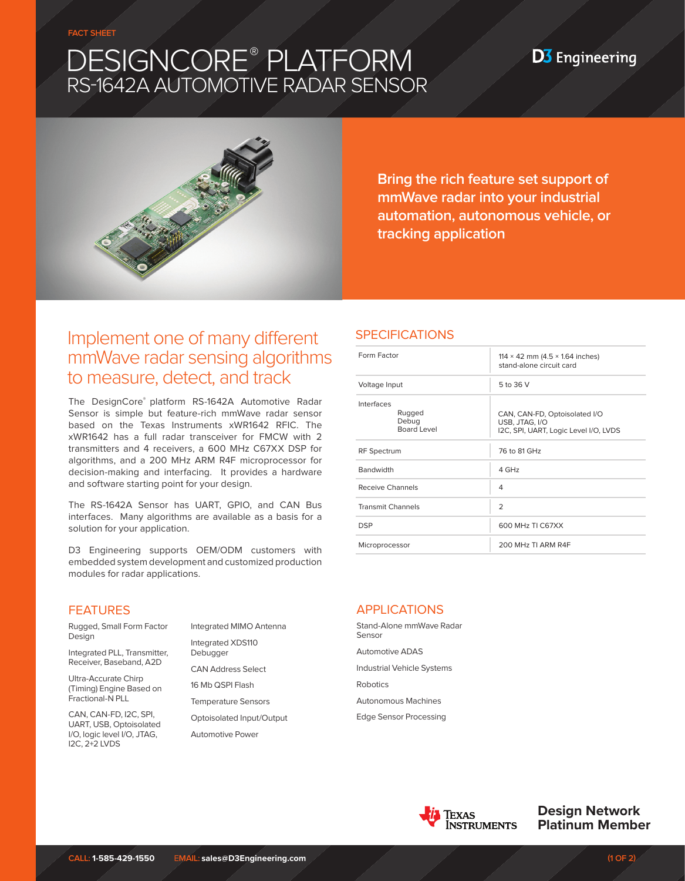FACT SHEET

# DESIGNCORE® PLATFORM
## RS-1642A AUTOMOTIVE RADAR SENSOR

D3 Engineering

**Bring the rich feature set support of mmWave radar into your industrial automation, autonomous vehicle, or tracking application**

## Implement one of many different mmWave radar sensing algorithms to measure, detect, and track

The DesignCore® platform RS-1642A Automotive Radar Sensor is simple but feature-rich mmWave radar sensor based on the Texas Instruments xWR1642 RFIC. The xWR1642 has a full radar transceiver for FMCW with 2 transmitters and 4 receivers, a 600 MHz C67XX DSP for algorithms, and a 200 MHz ARM R4F microprocessor for decision-making and interfacing. It provides a hardware and software starting point for your design.

The RS-1642A Sensor has UART, GPIO, and CAN Bus interfaces. Many algorithms are available as a basis for a solution for your application.

D3 Engineering supports OEM/ODM customers with embedded system development and customized production modules for radar applications.

## SPECIFICATIONS

| | |
|---|---|
| Form Factor | 114 × 42 mm (4.5 × 1.64 inches) stand-alone circuit card |
| Voltage Input | 5 to 36 V |
| Interfaces: Rugged | CAN, CAN-FD, Optoisolated I/O |
| Interfaces: Debug | USB, JTAG, I/O |
| Interfaces: Board Level | I2C, SPI, UART, Logic Level I/O, LVDS |
| RF Spectrum | 76 to 81 GHz |
| Bandwidth | 4 GHz |
| Receive Channels | 4 |
| Transmit Channels | 2 |
| DSP | 600 MHz TI C67XX |
| Microprocessor | 200 MHz TI ARM R4F |

## FEATURES

- Rugged, Small Form Factor Design
- Integrated PLL, Transmitter, Receiver, Baseband, A2D
- Ultra-Accurate Chirp (Timing) Engine Based on Fractional-N PLL
- CAN, CAN-FD, I2C, SPI, UART, USB, Optoisolated I/O, logic level I/O, JTAG, I2C, 2+2 LVDS
- Integrated MIMO Antenna
- Integrated XDS110 Debugger
- CAN Address Select
- 16 Mb QSPI Flash
- Temperature Sensors
- Optoisolated Input/Output
- Automotive Power

## APPLICATIONS

- Stand-Alone mmWave Radar Sensor
- Automotive ADAS
- Industrial Vehicle Systems
- Robotics
- Autonomous Machines
- Edge Sensor Processing

Texas Instruments — Design Network Platinum Member

CALL: 1-585-429-1550 EMAIL: sales@D3Engineering.com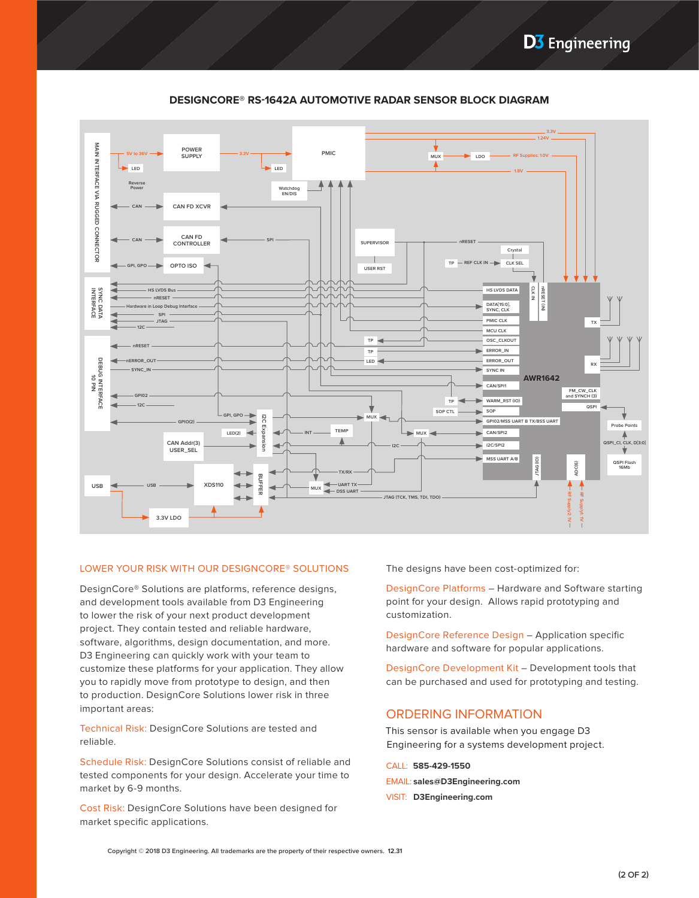## DESIGNCORE® RS-1642A AUTOMOTIVE RADAR SENSOR BLOCK DIAGRAM

MAIN INTERFACE VIA RUGGED CONNECTOR
5V to 36V
LED
Reverse Power
POWER SUPPLY
3.3V
LED
PMIC
Watchdog EN/DIS
3.3V
1.24V
MUX
LDO
RF Supplies: 1.0V
1.8V
CAN
CAN FD XCVR
CAN
CAN FD CONTROLLER
SPI
SUPERVISOR
USER RST
nRESET
Crystal
CLK SEL
TP
REF CLK IN
GPI, GPO
OPTO ISO
SYNC DATA INTERFACE
HS LVDS Bus
nRESET
Hardware in Loop Debug Interface
SPI
JTAG
I2C
HS LVDS DATA
DATA[15:0], SYNC, CLK
PMIC CLK
MCU CLK
CLK IN
nRESET (IN)
TX
DEBUG INTERFACE 10 PIN
nRESET
nERROR_OUT
SYNC_IN
GPIO2
I2C
GPIO(2)
TP
TP
LED
OSC_CLKOUT
ERROR_IN
ERROR_OUT
SYNC IN
RX
AWR1642
CAN/SPI1
TP
WARM_RST (IO)
SOP CTL
SOP
FM_CW_CLK and SYNCH (3)
QSPI
GPI, GPO
MUX
I2C Expansion
GPIO2/MSS UART B TX/BSS UART
Probe Points
LED(2)
INT
TEMP
MUX
CAN/SPI2
QSPI_CI, CLK, D[3:0]
CAN Addr(3) USER_SEL
I2C
I2C/SPI2
MSS UART A/B
JTAG (IO)
VIO (IO)
QSPI Flash 16Mb
USB
USB
XDS110
BUFFER
TX/RX
MUX
UART TX
DSS UART
JTAG (TCK, TMS, TDI, TDO)
RF Supply2: 1V
RF Supply1: 1V
3.3V LDO

## LOWER YOUR RISK WITH OUR DESIGNCORE® SOLUTIONS

DesignCore® Solutions are platforms, reference designs, and development tools available from D3 Engineering to lower the risk of your next product development project. They contain tested and reliable hardware, software, algorithms, design documentation, and more. D3 Engineering can quickly work with your team to customize these platforms for your application. They allow you to rapidly move from prototype to design, and then to production. DesignCore Solutions lower risk in three important areas:

Technical Risk: DesignCore Solutions are tested and reliable.

Schedule Risk: DesignCore Solutions consist of reliable and tested components for your design. Accelerate your time to market by 6-9 months.

Cost Risk: DesignCore Solutions have been designed for market specific applications.

The designs have been cost-optimized for:

DesignCore Platforms – Hardware and Software starting point for your design. Allows rapid prototyping and customization.

DesignCore Reference Design – Application specific hardware and software for popular applications.

DesignCore Development Kit – Development tools that can be purchased and used for prototyping and testing.

## ORDERING INFORMATION

This sensor is available when you engage D3 Engineering for a systems development project.

CALL: **585-429-1550**

EMAIL: **sales@D3Engineering.com**

VISIT: **D3Engineering.com**

Copyright © 2018 D3 Engineering. All trademarks are the property of their respective owners. 12.31